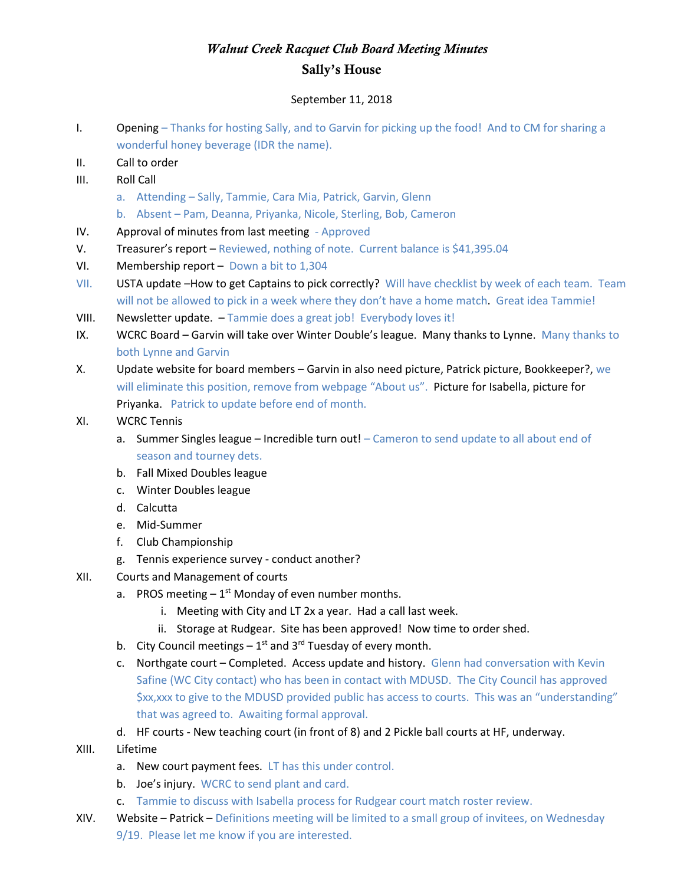# *Walnut Creek Racquet Club Board Meeting Minutes*

## Sally's House

September 11, 2018

I. Opening – Thanks for hosting Sally, and to Garvin for picking up the food! And to CM for sharing a wonderful honey beverage (IDR the name).

II. Call to order

III. Roll Call
  a. Attending – Sally, Tammie, Cara Mia, Patrick, Garvin, Glenn
  b. Absent – Pam, Deanna, Priyanka, Nicole, Sterling, Bob, Cameron

IV. Approval of minutes from last meeting - Approved

V. Treasurer's report – Reviewed, nothing of note. Current balance is $41,395.04

VI. Membership report – Down a bit to 1,304

VII. USTA update –How to get Captains to pick correctly? Will have checklist by week of each team. Team will not be allowed to pick in a week where they don't have a home match. Great idea Tammie!

VIII. Newsletter update. – Tammie does a great job! Everybody loves it!

IX. WCRC Board – Garvin will take over Winter Double's league. Many thanks to Lynne. Many thanks to both Lynne and Garvin

X. Update website for board members – Garvin in also need picture, Patrick picture, Bookkeeper?, we will eliminate this position, remove from webpage "About us". Picture for Isabella, picture for Priyanka. Patrick to update before end of month.

XI. WCRC Tennis
  a. Summer Singles league – Incredible turn out! – Cameron to send update to all about end of season and tourney dets.
  b. Fall Mixed Doubles league
  c. Winter Doubles league
  d. Calcutta
  e. Mid-Summer
  f. Club Championship
  g. Tennis experience survey - conduct another?

XII. Courts and Management of courts
  a. PROS meeting – 1st Monday of even number months.
    i. Meeting with City and LT 2x a year. Had a call last week.
    ii. Storage at Rudgear. Site has been approved! Now time to order shed.
  b. City Council meetings – 1st and 3rd Tuesday of every month.
  c. Northgate court – Completed. Access update and history. Glenn had conversation with Kevin Safine (WC City contact) who has been in contact with MDUSD. The City Council has approved $xx,xxx to give to the MDUSD provided public has access to courts. This was an "understanding" that was agreed to. Awaiting formal approval.
  d. HF courts - New teaching court (in front of 8) and 2 Pickle ball courts at HF, underway.

XIII. Lifetime
  a. New court payment fees. LT has this under control.
  b. Joe's injury. WCRC to send plant and card.
  c. Tammie to discuss with Isabella process for Rudgear court match roster review.

XIV. Website – Patrick – Definitions meeting will be limited to a small group of invitees, on Wednesday 9/19. Please let me know if you are interested.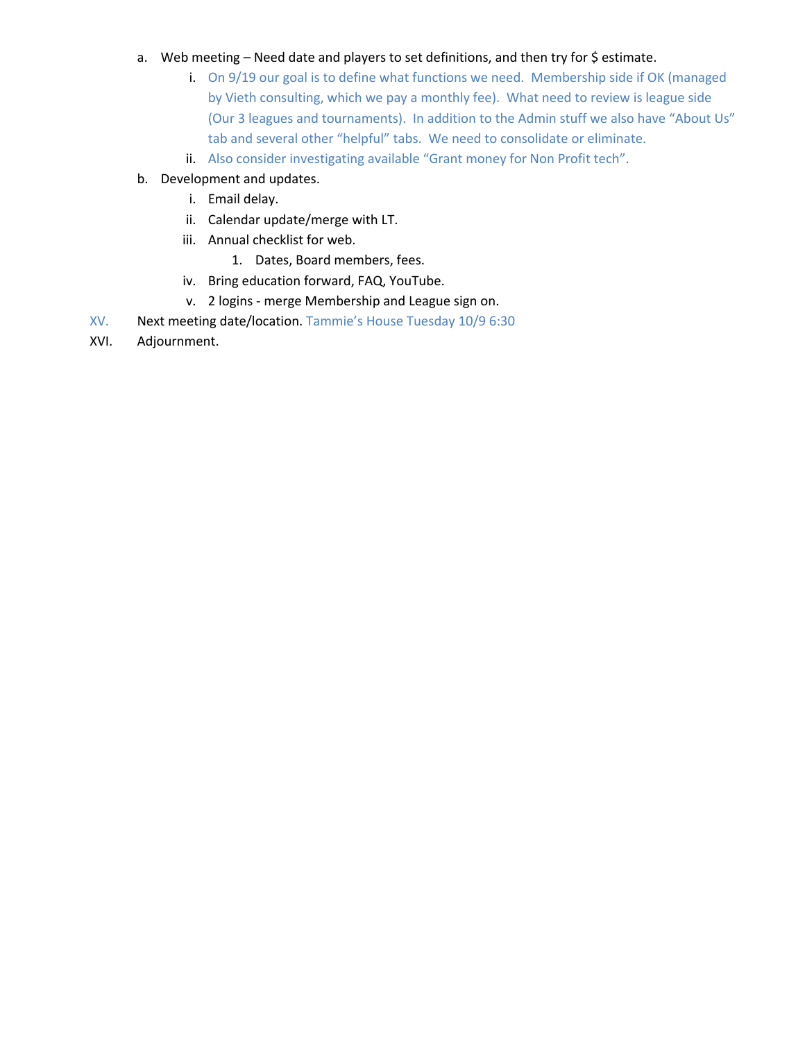a. Web meeting – Need date and players to set definitions, and then try for $ estimate.
    i. On 9/19 our goal is to define what functions we need. Membership side if OK (managed by Vieth consulting, which we pay a monthly fee). What need to review is league side (Our 3 leagues and tournaments). In addition to the Admin stuff we also have "About Us" tab and several other "helpful" tabs. We need to consolidate or eliminate.
    ii. Also consider investigating available "Grant money for Non Profit tech".
b. Development and updates.
    i. Email delay.
    ii. Calendar update/merge with LT.
    iii. Annual checklist for web.
        1. Dates, Board members, fees.
    iv. Bring education forward, FAQ, YouTube.
    v. 2 logins - merge Membership and League sign on.

XV. Next meeting date/location. Tammie's House Tuesday 10/9 6:30

XVI. Adjournment.